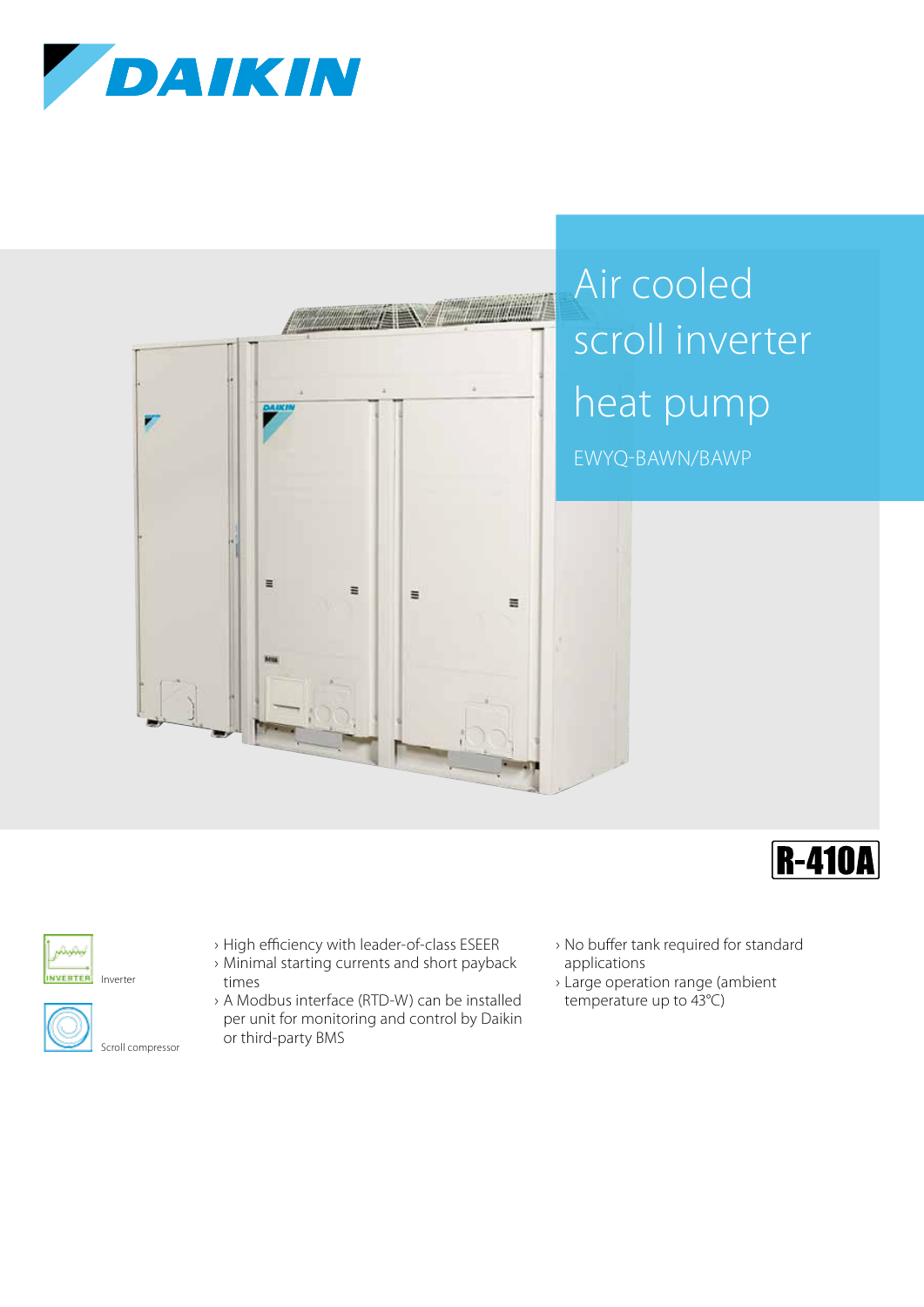DAIKIN

# Air cooled scroll inverter heat pump

EWYQ-BAWN/BAWP

R-410A

Inverter

Scroll compressor

- High efficiency with leader-of-class ESEER
- Minimal starting currents and short payback times
- A Modbus interface (RTD-W) can be installed per unit for monitoring and control by Daikin or third-party BMS
- No buffer tank required for standard applications
- Large operation range (ambient temperature up to 43°C)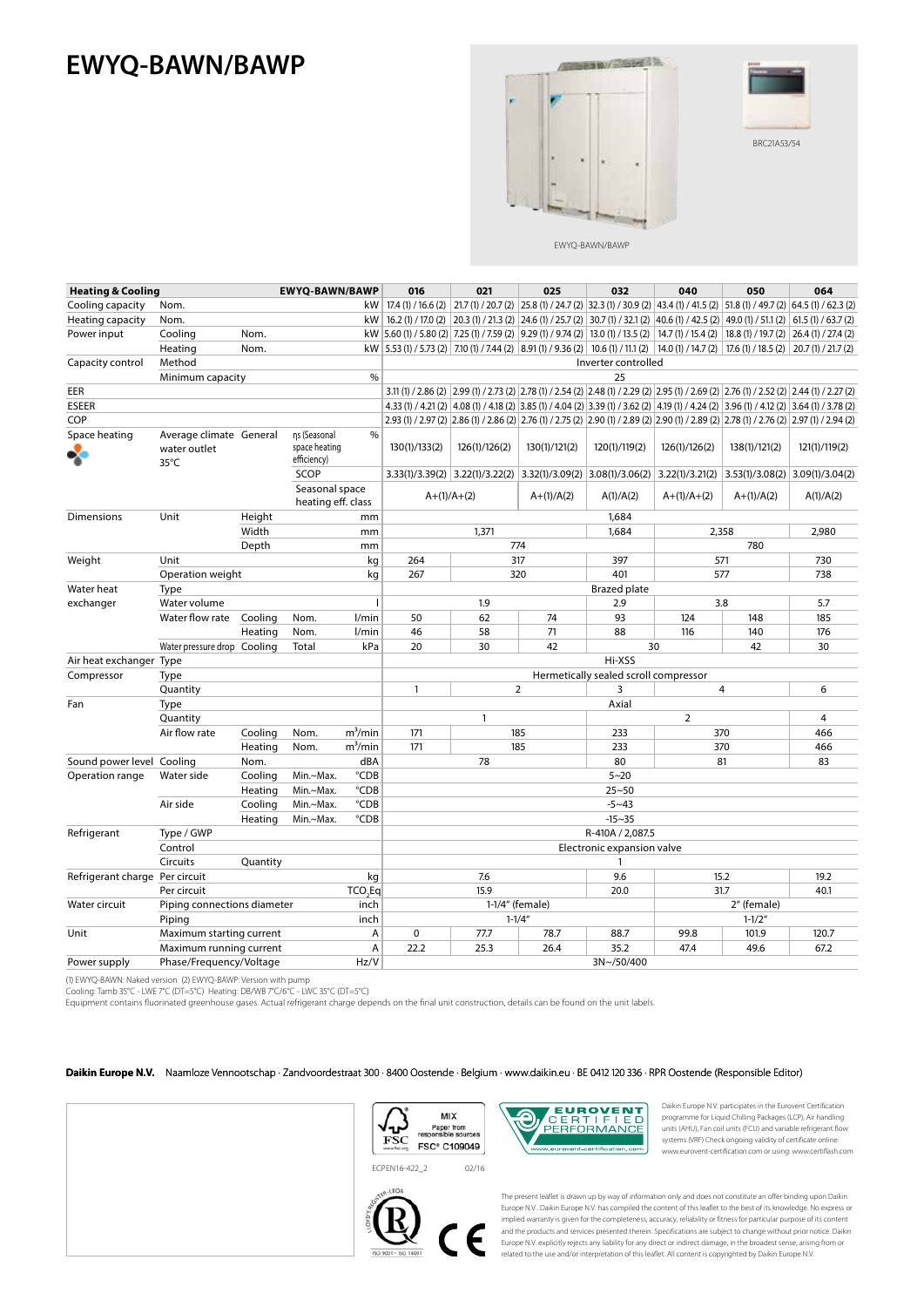# EWYQ-BAWN/BAWP

BRC21A53/54

EWYQ-BAWN/BAWP

| Heating & Cooling | | | | | EWYQ-BAWN/BAWP | 016 | 021 | 025 | 032 | 040 | 050 | 064 |
|---|---|---|---|---|---|---|---|---|---|---|---|---|
| Cooling capacity | Nom. | | | | kW | 17.4 (1) / 16.6 (2) | 21.7 (1) / 20.7 (2) | 25.8 (1) / 24.7 (2) | 32.3 (1) / 30.9 (2) | 43.4 (1) / 41.5 (2) | 51.8 (1) / 49.7 (2) | 64.5 (1) / 62.3 (2) |
| Heating capacity | Nom. | | | | kW | 16.2 (1) / 17.0 (2) | 20.3 (1) / 21.3 (2) | 24.6 (1) / 25.7 (2) | 30.7 (1) / 32.1 (2) | 40.6 (1) / 42.5 (2) | 49.0 (1) / 51.1 (2) | 61.5 (1) / 63.7 (2) |
| Power input | Cooling | Nom. | | | kW | 5.60 (1) / 5.80 (2) | 7.25 (1) / 7.59 (2) | 9.29 (1) / 9.74 (2) | 13.0 (1) / 13.5 (2) | 14.7 (1) / 15.4 (2) | 18.8 (1) / 19.7 (2) | 26.4 (1) / 27.4 (2) |
| | Heating | Nom. | | | kW | 5.53 (1) / 5.73 (2) | 7.10 (1) / 7.44 (2) | 8.91 (1) / 9.36 (2) | 10.6 (1) / 11.1 (2) | 14.0 (1) / 14.7 (2) | 17.6 (1) / 18.5 (2) | 20.7 (1) / 21.7 (2) |
| Capacity control | Method | | | | | Inverter controlled | | | | | | |
| | Minimum capacity | | | | % | 25 | | | | | | |
| EER | | | | | | 3.11 (1) / 2.86 (2) | 2.99 (1) / 2.73 (2) | 2.78 (1) / 2.54 (2) | 2.48 (1) / 2.29 (2) | 2.95 (1) / 2.69 (2) | 2.76 (1) / 2.52 (2) | 2.44 (1) / 2.27 (2) |
| ESEER | | | | | | 4.33 (1) / 4.21 (2) | 4.08 (1) / 4.18 (2) | 3.85 (1) / 4.04 (2) | 3.39 (1) / 3.62 (2) | 4.19 (1) / 4.24 (2) | 3.96 (1) / 4.12 (2) | 3.64 (1) / 3.78 (2) |
| COP | | | | | | 2.93 (1) / 2.97 (2) | 2.86 (1) / 2.86 (2) | 2.76 (1) / 2.75 (2) | 2.90 (1) / 2.89 (2) | 2.90 (1) / 2.89 (2) | 2.78 (1) / 2.76 (2) | 2.97 (1) / 2.94 (2) |
| Space heating | Average climate water outlet 35°C | General | ηs (Seasonal space heating efficiency) | | % | 130(1)/133(2) | 126(1)/126(2) | 130(1)/121(2) | 120(1)/119(2) | 126(1)/126(2) | 138(1)/121(2) | 121(1)/119(2) |
| | | | SCOP | | | 3.33(1)/3.39(2) | 3.22(1)/3.22(2) | 3.32(1)/3.09(2) | 3.08(1)/3.06(2) | 3.22(1)/3.21(2) | 3.53(1)/3.08(2) | 3.09(1)/3.04(2) |
| | | | Seasonal space heating eff. class | | | A+(1)/A+(2) | | A+(1)/A(2) | A(1)/A(2) | A+(1)/A+(2) | A+(1)/A(2) | A(1)/A(2) |
| Dimensions | Unit | Height | | | mm | 1,684 | | | | | | |
| | | Width | | | mm | 1,371 | | | 1,684 | 2,358 | | 2,980 |
| | | Depth | | | mm | 774 | | | | 780 | | |
| Weight | Unit | | | | kg | 264 | 317 | | 397 | 571 | | 730 |
| | Operation weight | | | | kg | 267 | 320 | | 401 | 577 | | 738 |
| Water heat exchanger | Type | | | | | Brazed plate | | | | | | |
| | Water volume | | | | l | 1.9 | | | 2.9 | 3.8 | | 5.7 |
| | Water flow rate | Cooling | Nom. | | l/min | 50 | 62 | 74 | 93 | 124 | 148 | 185 |
| | | Heating | Nom. | | l/min | 46 | 58 | 71 | 88 | 116 | 140 | 176 |
| | Water pressure drop | Cooling | Total | | kPa | 20 | 30 | 42 | 30 | | 42 | 30 |
| Air heat exchanger | Type | | | | | Hi-XSS | | | | | | |
| Compressor | Type | | | | | Hermetically sealed scroll compressor | | | | | | |
| | Quantity | | | | | 1 | 2 | | 3 | 4 | | 6 |
| Fan | Type | | | | | Axial | | | | | | |
| | Quantity | | | | | 1 | | | | 2 | | 4 |
| | Air flow rate | Cooling | Nom. | | $m^3$/min | 171 | 185 | | 233 | 370 | | 466 |
| | | Heating | Nom. | | $m^3$/min | 171 | 185 | | 233 | 370 | | 466 |
| Sound power level | Cooling | Nom. | | | dBA | 78 | | | 80 | 81 | | 83 |
| Operation range | Water side | Cooling | Min.~Max. | | °CDB | 5~20 | | | | | | |
| | | Heating | Min.~Max. | | °CDB | 25~50 | | | | | | |
| | Air side | Cooling | Min.~Max. | | °CDB | -5~43 | | | | | | |
| | | Heating | Min.~Max. | | °CDB | -15~35 | | | | | | |
| Refrigerant | Type / GWP | | | | | R-410A / 2,087.5 | | | | | | |
| | Control | | | | | Electronic expansion valve | | | | | | |
| | Circuits | Quantity | | | | 1 | | | | | | |
| Refrigerant charge | Per circuit | | | | kg | 7.6 | | | 9.6 | 15.2 | | 19.2 |
| | Per circuit | | | | $TCO_2Eq$ | 15.9 | | | 20.0 | 31.7 | | 40.1 |
| Water circuit | Piping connections diameter | | | | inch | 1-1/4" (female) | | | | 2" (female) | | |
| | Piping | | | | inch | 1-1/4" | | | | 1-1/2" | | |
| Unit | Maximum starting current | | | | A | 0 | 77.7 | 78.7 | 88.7 | 99.8 | 101.9 | 120.7 |
| | Maximum running current | | | | A | 22.2 | 25.3 | 26.4 | 35.2 | 47.4 | 49.6 | 67.2 |
| Power supply | Phase/Frequency/Voltage | | | | Hz/V | 3N~/50/400 | | | | | | |

(1) EWYQ-BAWN: Naked version (2) EWYQ-BAWP: Version with pump
Cooling: Tamb 35°C - LWE 7°C (DT=5°C) Heating: DB/WB 7°C/6°C - LWC 35°C (DT=5°C)
Equipment contains fluorinated greenhouse gases. Actual refrigerant charge depends on the final unit construction, details can be found on the unit labels.

**Daikin Europe N.V.** Naamloze Vennootschap · Zandvoordestraat 300 · 8400 Oostende · Belgium · www.daikin.eu · BE 0412 120 336 · RPR Oostende (Responsible Editor)

FSC MIX Paper from responsible sources FSC® C109049

EUROVENT CERTIFIED PERFORMANCE www.eurovent-certification.com

Daikin Europe N.V. participates in the Eurovent Certification programme for Liquid Chilling Packages (LCP), Air handling units (AHU), Fan coil units (FCU) and variable refrigerant flow systems (VRF) Check ongoing validity of certificate online: www.eurovent-certification.com or using: www.certiflash.com

ECPEN16-422_2 02/16

ISO 9001 · ISO 14001

The present leaflet is drawn up by way of information only and does not constitute an offer binding upon Daikin Europe N.V.. Daikin Europe N.V. has compiled the content of this leaflet to the best of its knowledge. No express or implied warranty is given for the completeness, accuracy, reliability or fitness for particular purpose of its content and the products and services presented therein. Specifications are subject to change without prior notice. Daikin Europe N.V. explicitly rejects any liability for any direct or indirect damage, in the broadest sense, arising from or related to the use and/or interpretation of this leaflet. All content is copyrighted by Daikin Europe N.V.